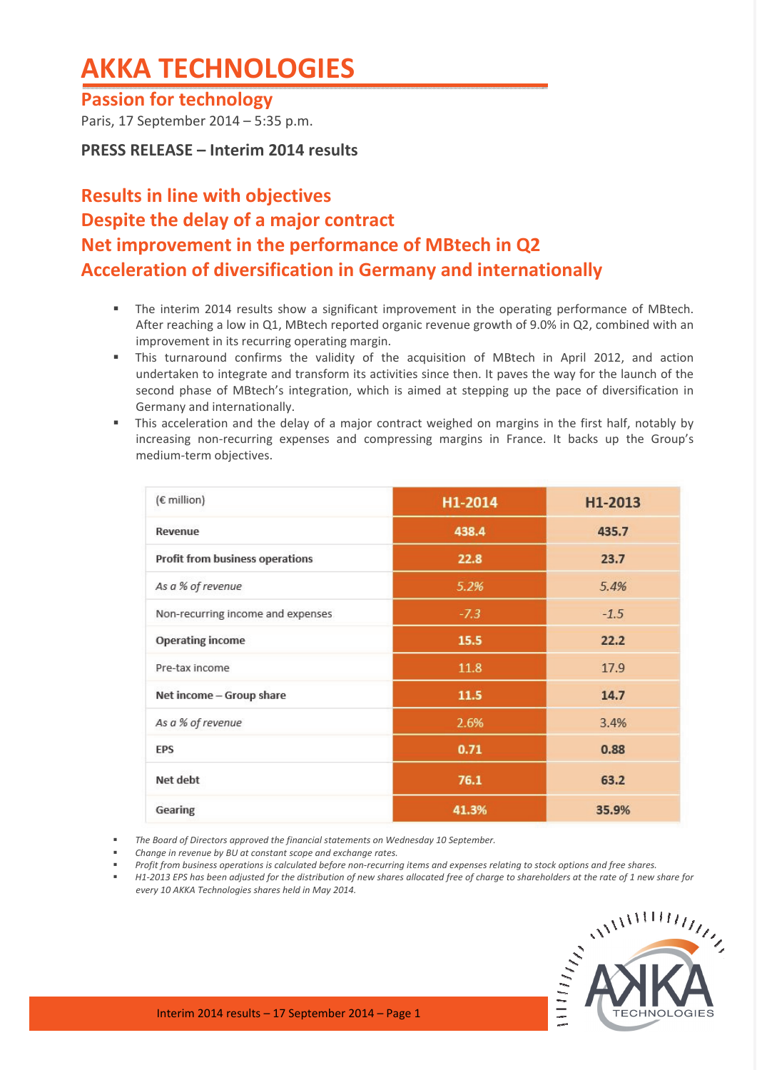# AKKA TECHNOLOGIES

## Passion for technology

Paris, 17 September 2014 – 5:35 p.m.

**PRESS RELEASE – Interim 2014 results**

## Results in line with objectives
## Despite the delay of a major contract
## Net improvement in the performance of MBtech in Q2
## Acceleration of diversification in Germany and internationally

- The interim 2014 results show a significant improvement in the operating performance of MBtech. After reaching a low in Q1, MBtech reported organic revenue growth of 9.0% in Q2, combined with an improvement in its recurring operating margin.
- This turnaround confirms the validity of the acquisition of MBtech in April 2012, and action undertaken to integrate and transform its activities since then. It paves the way for the launch of the second phase of MBtech's integration, which is aimed at stepping up the pace of diversification in Germany and internationally.
- This acceleration and the delay of a major contract weighed on margins in the first half, notably by increasing non-recurring expenses and compressing margins in France. It backs up the Group's medium-term objectives.

| (€ million) | H1-2014 | H1-2013 |
|---|---|---|
| **Revenue** | **438.4** | **435.7** |
| **Profit from business operations** | **22.8** | **23.7** |
| *As a % of revenue* | *5.2%* | *5.4%* |
| Non-recurring income and expenses | *-7.3* | *-1.5* |
| **Operating income** | **15.5** | **22.2** |
| Pre-tax income | 11.8 | 17.9 |
| **Net income – Group share** | **11.5** | **14.7** |
| *As a % of revenue* | 2.6% | 3.4% |
| **EPS** | **0.71** | **0.88** |
| **Net debt** | **76.1** | **63.2** |
| **Gearing** | **41.3%** | **35.9%** |

- *The Board of Directors approved the financial statements on Wednesday 10 September.*
- *Change in revenue by BU at constant scope and exchange rates.*
- *Profit from business operations is calculated before non-recurring items and expenses relating to stock options and free shares.*
- *H1-2013 EPS has been adjusted for the distribution of new shares allocated free of charge to shareholders at the rate of 1 new share for every 10 AKKA Technologies shares held in May 2014.*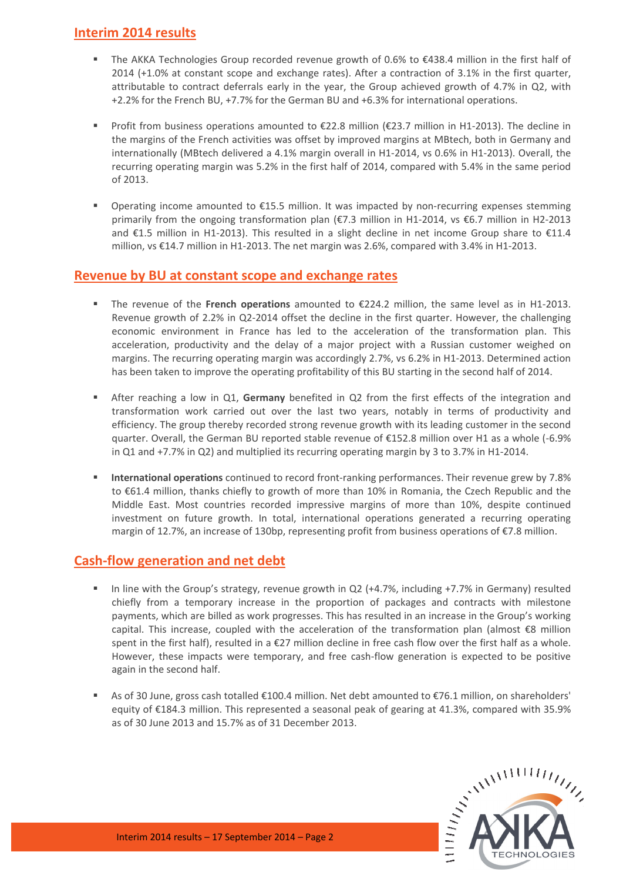## Interim 2014 results

- The AKKA Technologies Group recorded revenue growth of 0.6% to €438.4 million in the first half of 2014 (+1.0% at constant scope and exchange rates). After a contraction of 3.1% in the first quarter, attributable to contract deferrals early in the year, the Group achieved growth of 4.7% in Q2, with +2.2% for the French BU, +7.7% for the German BU and +6.3% for international operations.

- Profit from business operations amounted to €22.8 million (€23.7 million in H1-2013). The decline in the margins of the French activities was offset by improved margins at MBtech, both in Germany and internationally (MBtech delivered a 4.1% margin overall in H1-2014, vs 0.6% in H1-2013). Overall, the recurring operating margin was 5.2% in the first half of 2014, compared with 5.4% in the same period of 2013.

- Operating income amounted to €15.5 million. It was impacted by non-recurring expenses stemming primarily from the ongoing transformation plan (€7.3 million in H1-2014, vs €6.7 million in H2-2013 and €1.5 million in H1-2013). This resulted in a slight decline in net income Group share to €11.4 million, vs €14.7 million in H1-2013. The net margin was 2.6%, compared with 3.4% in H1-2013.

## Revenue by BU at constant scope and exchange rates

- The revenue of the **French operations** amounted to €224.2 million, the same level as in H1-2013. Revenue growth of 2.2% in Q2-2014 offset the decline in the first quarter. However, the challenging economic environment in France has led to the acceleration of the transformation plan. This acceleration, productivity and the delay of a major project with a Russian customer weighed on margins. The recurring operating margin was accordingly 2.7%, vs 6.2% in H1-2013. Determined action has been taken to improve the operating profitability of this BU starting in the second half of 2014.

- After reaching a low in Q1, **Germany** benefited in Q2 from the first effects of the integration and transformation work carried out over the last two years, notably in terms of productivity and efficiency. The group thereby recorded strong revenue growth with its leading customer in the second quarter. Overall, the German BU reported stable revenue of €152.8 million over H1 as a whole (-6.9% in Q1 and +7.7% in Q2) and multiplied its recurring operating margin by 3 to 3.7% in H1-2014.

- **International operations** continued to record front-ranking performances. Their revenue grew by 7.8% to €61.4 million, thanks chiefly to growth of more than 10% in Romania, the Czech Republic and the Middle East. Most countries recorded impressive margins of more than 10%, despite continued investment on future growth. In total, international operations generated a recurring operating margin of 12.7%, an increase of 130bp, representing profit from business operations of €7.8 million.

## Cash-flow generation and net debt

- In line with the Group's strategy, revenue growth in Q2 (+4.7%, including +7.7% in Germany) resulted chiefly from a temporary increase in the proportion of packages and contracts with milestone payments, which are billed as work progresses. This has resulted in an increase in the Group's working capital. This increase, coupled with the acceleration of the transformation plan (almost €8 million spent in the first half), resulted in a €27 million decline in free cash flow over the first half as a whole. However, these impacts were temporary, and free cash-flow generation is expected to be positive again in the second half.

- As of 30 June, gross cash totalled €100.4 million. Net debt amounted to €76.1 million, on shareholders' equity of €184.3 million. This represented a seasonal peak of gearing at 41.3%, compared with 35.9% as of 30 June 2013 and 15.7% as of 31 December 2013.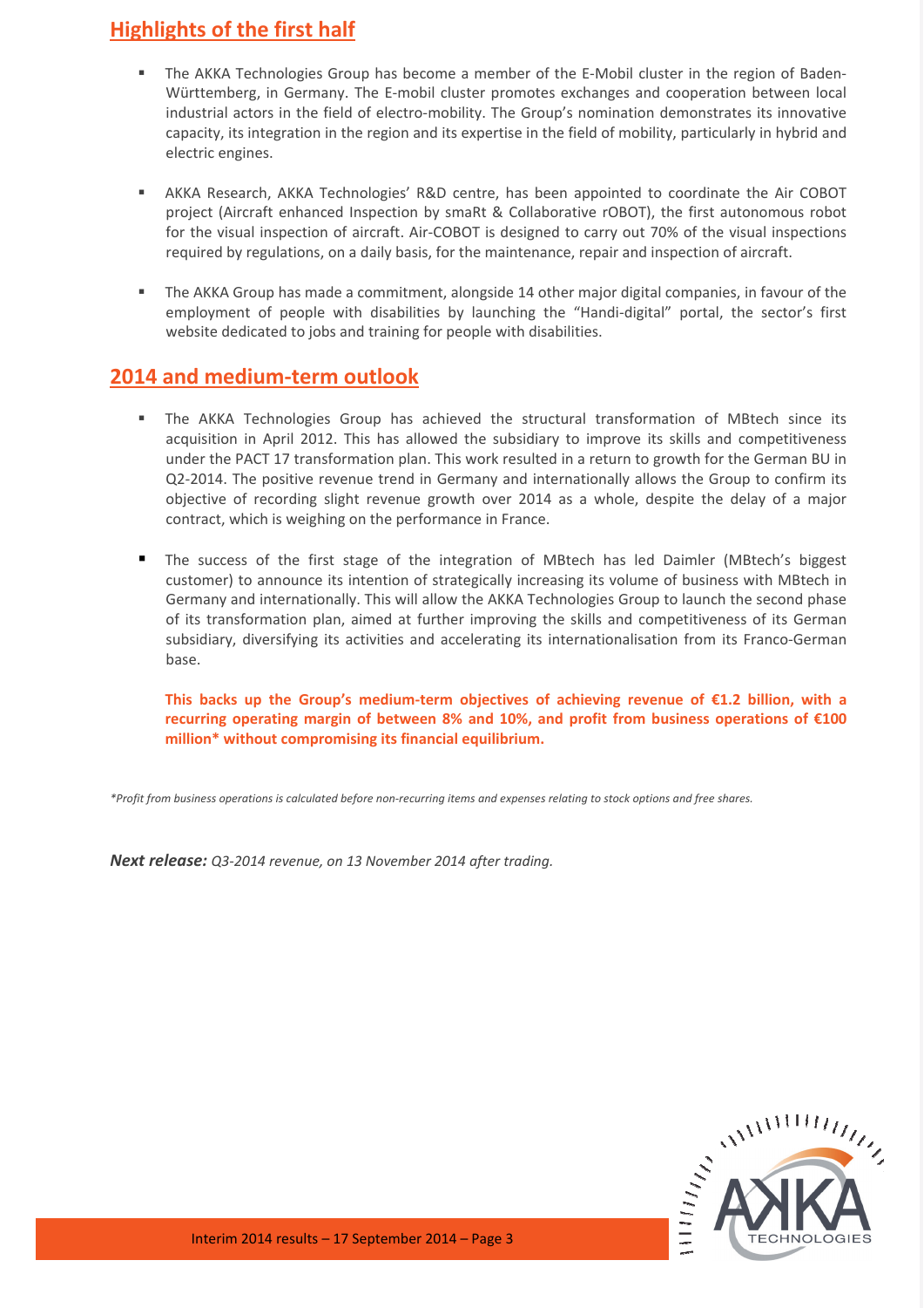## Highlights of the first half

- The AKKA Technologies Group has become a member of the E-Mobil cluster in the region of Baden-Württemberg, in Germany. The E-mobil cluster promotes exchanges and cooperation between local industrial actors in the field of electro-mobility. The Group's nomination demonstrates its innovative capacity, its integration in the region and its expertise in the field of mobility, particularly in hybrid and electric engines.

- AKKA Research, AKKA Technologies' R&D centre, has been appointed to coordinate the Air COBOT project (Aircraft enhanced Inspection by smaRt & Collaborative rOBOT), the first autonomous robot for the visual inspection of aircraft. Air-COBOT is designed to carry out 70% of the visual inspections required by regulations, on a daily basis, for the maintenance, repair and inspection of aircraft.

- The AKKA Group has made a commitment, alongside 14 other major digital companies, in favour of the employment of people with disabilities by launching the "Handi-digital" portal, the sector's first website dedicated to jobs and training for people with disabilities.

## 2014 and medium-term outlook

- The AKKA Technologies Group has achieved the structural transformation of MBtech since its acquisition in April 2012. This has allowed the subsidiary to improve its skills and competitiveness under the PACT 17 transformation plan. This work resulted in a return to growth for the German BU in Q2-2014. The positive revenue trend in Germany and internationally allows the Group to confirm its objective of recording slight revenue growth over 2014 as a whole, despite the delay of a major contract, which is weighing on the performance in France.

- The success of the first stage of the integration of MBtech has led Daimler (MBtech's biggest customer) to announce its intention of strategically increasing its volume of business with MBtech in Germany and internationally. This will allow the AKKA Technologies Group to launch the second phase of its transformation plan, aimed at further improving the skills and competitiveness of its German subsidiary, diversifying its activities and accelerating its internationalisation from its Franco-German base.

  **This backs up the Group's medium-term objectives of achieving revenue of €1.2 billion, with a recurring operating margin of between 8% and 10%, and profit from business operations of €100 million* without compromising its financial equilibrium.**

*\*Profit from business operations is calculated before non-recurring items and expenses relating to stock options and free shares.*

***Next release:*** *Q3-2014 revenue, on 13 November 2014 after trading.*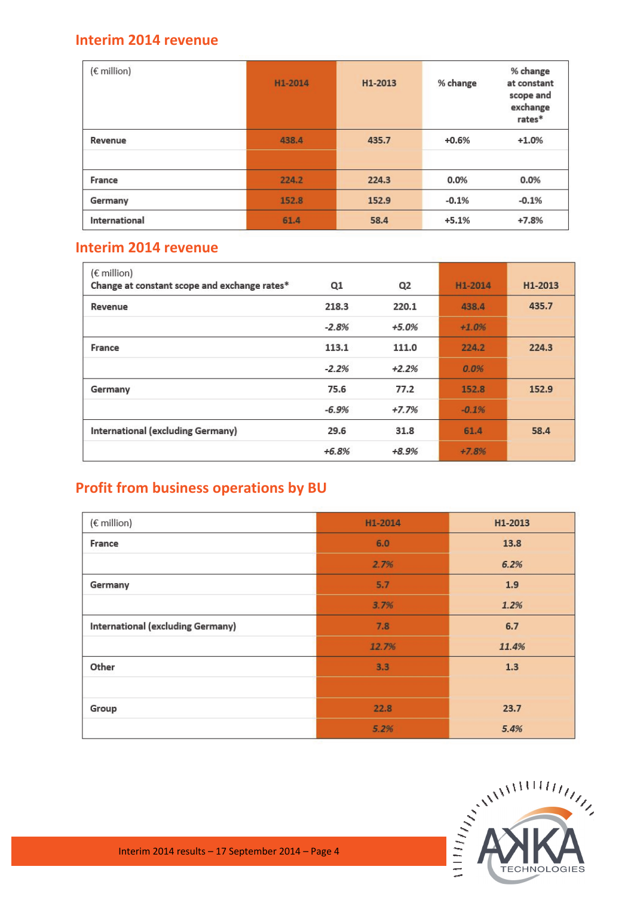## Interim 2014 revenue

| (€ million) | H1-2014 | H1-2013 | % change | % change at constant scope and exchange rates* |
|---|---|---|---|---|
| Revenue | 438.4 | 435.7 | +0.6% | +1.0% |
| | | | | |
| France | 224.2 | 224.3 | 0.0% | 0.0% |
| Germany | 152.8 | 152.9 | -0.1% | -0.1% |
| International | 61.4 | 58.4 | +5.1% | +7.8% |

## Interim 2014 revenue

| (€ million)<br>Change at constant scope and exchange rates* | Q1 | Q2 | H1-2014 | H1-2013 |
|---|---|---|---|---|
| Revenue | 218.3 | 220.1 | 438.4 | 435.7 |
| | *-2.8%* | *+5.0%* | *+1.0%* | |
| France | 113.1 | 111.0 | 224.2 | 224.3 |
| | *-2.2%* | *+2.2%* | *0.0%* | |
| Germany | 75.6 | 77.2 | 152.8 | 152.9 |
| | *-6.9%* | *+7.7%* | *-0.1%* | |
| International (excluding Germany) | 29.6 | 31.8 | 61.4 | 58.4 |
| | *+6.8%* | *+8.9%* | *+7.8%* | |

## Profit from business operations by BU

| (€ million) | H1-2014 | H1-2013 |
|---|---|---|
| France | 6.0 | 13.8 |
| | *2.7%* | *6.2%* |
| Germany | 5.7 | 1.9 |
| | *3.7%* | *1.2%* |
| International (excluding Germany) | 7.8 | 6.7 |
| | *12.7%* | *11.4%* |
| Other | 3.3 | 1.3 |
| | | |
| Group | 22.8 | 23.7 |
| | *5.2%* | *5.4%* |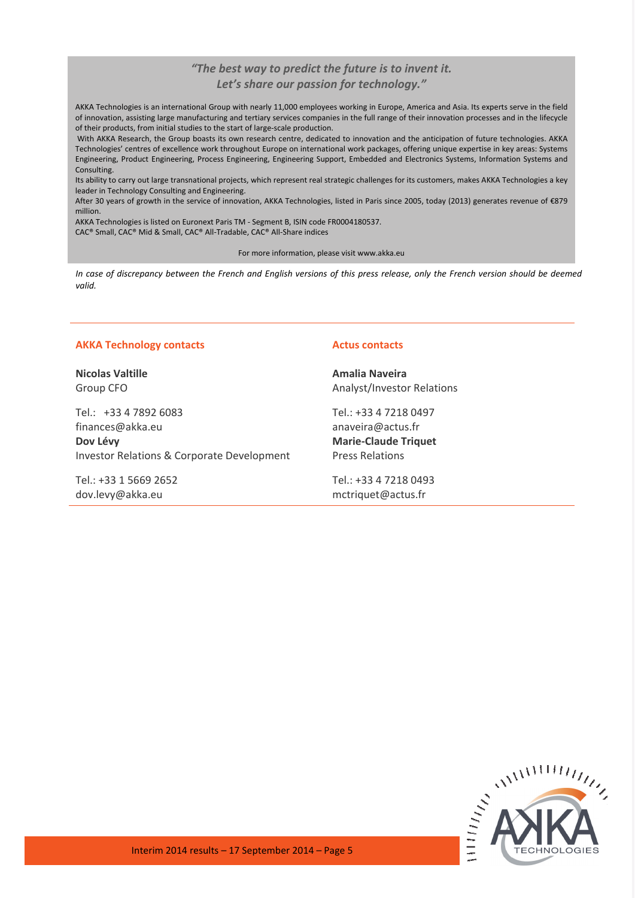*"The best way to predict the future is to invent it.*
*Let's share our passion for technology."*

AKKA Technologies is an international Group with nearly 11,000 employees working in Europe, America and Asia. Its experts serve in the field of innovation, assisting large manufacturing and tertiary services companies in the full range of their innovation processes and in the lifecycle of their products, from initial studies to the start of large-scale production.

With AKKA Research, the Group boasts its own research centre, dedicated to innovation and the anticipation of future technologies. AKKA Technologies' centres of excellence work throughout Europe on international work packages, offering unique expertise in key areas: Systems Engineering, Product Engineering, Process Engineering, Engineering Support, Embedded and Electronics Systems, Information Systems and Consulting.

Its ability to carry out large transnational projects, which represent real strategic challenges for its customers, makes AKKA Technologies a key leader in Technology Consulting and Engineering.

After 30 years of growth in the service of innovation, AKKA Technologies, listed in Paris since 2005, today (2013) generates revenue of €879 million.

AKKA Technologies is listed on Euronext Paris TM - Segment B, ISIN code FR0004180537.
CAC® Small, CAC® Mid & Small, CAC® All-Tradable, CAC® All-Share indices

For more information, please visit www.akka.eu

*In case of discrepancy between the French and English versions of this press release, only the French version should be deemed valid.*

---

### AKKA Technology contacts

**Nicolas Valtille**
Group CFO

Tel.: +33 4 7892 6083
finances@akka.eu

**Dov Lévy**
Investor Relations & Corporate Development

Tel.: +33 1 5669 2652
dov.levy@akka.eu

### Actus contacts

**Amalia Naveira**
Analyst/Investor Relations

Tel.: +33 4 7218 0497
anaveira@actus.fr

**Marie-Claude Triquet**
Press Relations

Tel.: +33 4 7218 0493
mctriquet@actus.fr